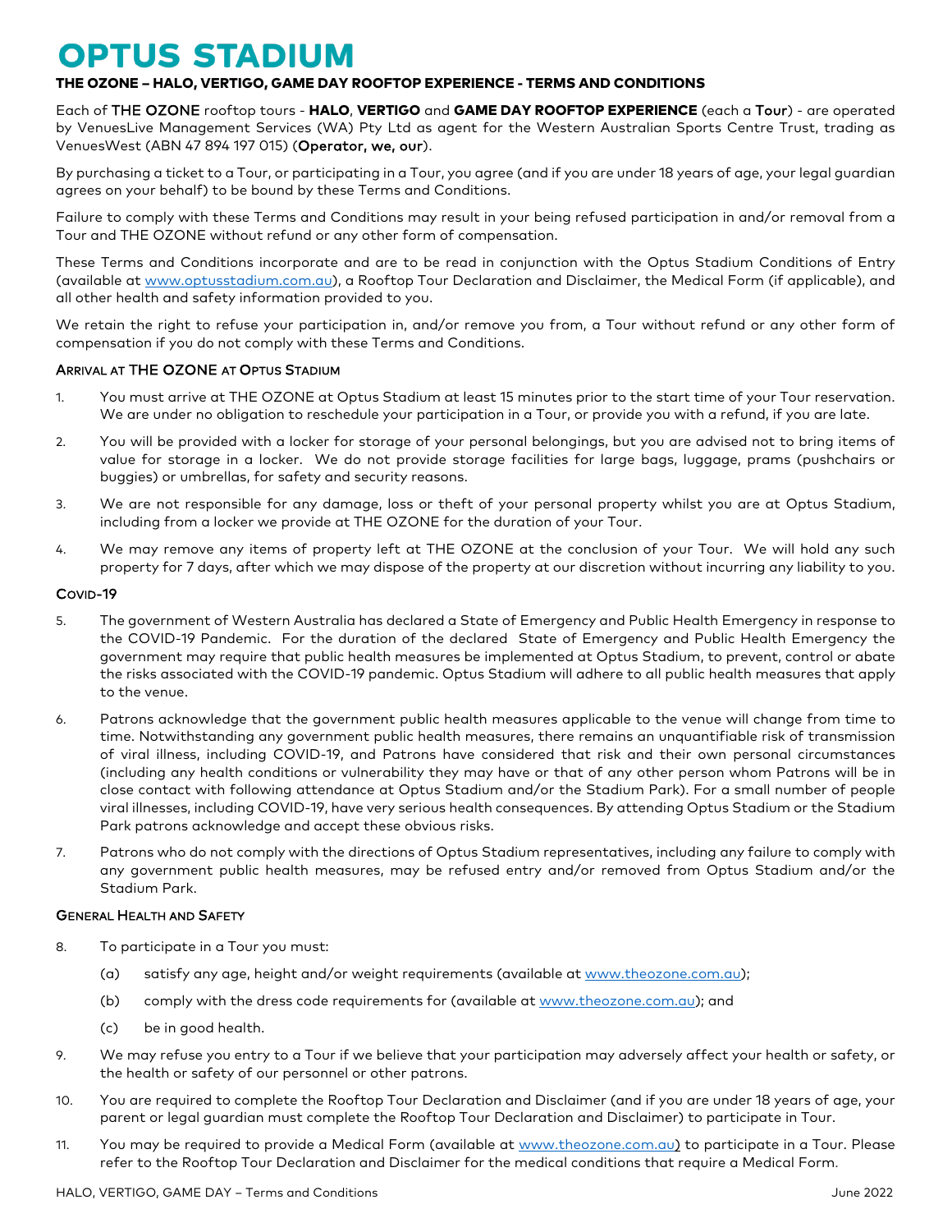# OPTUS STADIUM

## THE OZONE – HALO, VERTIGO, GAME DAY ROOFTOP EXPERIENCE - TERMS AND CONDITIONS

Each of **THE OZONE** rooftop tours - **HALO**, **VERTIGO** and **GAME DAY ROOFTOP EXPERIENCE** (each a **Tour**) - are operated by VenuesLive Management Services (WA) Pty Ltd as agent for the Western Australian Sports Centre Trust, trading as VenuesWest (ABN 47 894 197 015) (**Operator, we, our**).

By purchasing a ticket to a Tour, or participating in a Tour, you agree (and if you are under 18 years of age, your legal guardian agrees on your behalf) to be bound by these Terms and Conditions.

Failure to comply with these Terms and Conditions may result in your being refused participation in and/or removal from a Tour and THE OZONE without refund or any other form of compensation.

These Terms and Conditions incorporate and are to be read in conjunction with the Optus Stadium Conditions of Entry (available at www.optusstadium.com.au), a Rooftop Tour Declaration and Disclaimer, the Medical Form (if applicable), and all other health and safety information provided to you.

We retain the right to refuse your participation in, and/or remove you from, a Tour without refund or any other form of compensation if you do not comply with these Terms and Conditions.

### Arrival at THE OZONE at Optus Stadium

1. You must arrive at THE OZONE at Optus Stadium at least 15 minutes prior to the start time of your Tour reservation. We are under no obligation to reschedule your participation in a Tour, or provide you with a refund, if you are late.
2. You will be provided with a locker for storage of your personal belongings, but you are advised not to bring items of value for storage in a locker. We do not provide storage facilities for large bags, luggage, prams (pushchairs or buggies) or umbrellas, for safety and security reasons.
3. We are not responsible for any damage, loss or theft of your personal property whilst you are at Optus Stadium, including from a locker we provide at THE OZONE for the duration of your Tour.
4. We may remove any items of property left at THE OZONE at the conclusion of your Tour. We will hold any such property for 7 days, after which we may dispose of the property at our discretion without incurring any liability to you.

### Covid-19

5. The government of Western Australia has declared a State of Emergency and Public Health Emergency in response to the COVID-19 Pandemic. For the duration of the declared State of Emergency and Public Health Emergency the government may require that public health measures be implemented at Optus Stadium, to prevent, control or abate the risks associated with the COVID-19 pandemic. Optus Stadium will adhere to all public health measures that apply to the venue.
6. Patrons acknowledge that the government public health measures applicable to the venue will change from time to time. Notwithstanding any government public health measures, there remains an unquantifiable risk of transmission of viral illness, including COVID-19, and Patrons have considered that risk and their own personal circumstances (including any health conditions or vulnerability they may have or that of any other person whom Patrons will be in close contact with following attendance at Optus Stadium and/or the Stadium Park). For a small number of people viral illnesses, including COVID-19, have very serious health consequences. By attending Optus Stadium or the Stadium Park patrons acknowledge and accept these obvious risks.
7. Patrons who do not comply with the directions of Optus Stadium representatives, including any failure to comply with any government public health measures, may be refused entry and/or removed from Optus Stadium and/or the Stadium Park.

### General Health and Safety

8. To participate in a Tour you must:
   (a) satisfy any age, height and/or weight requirements (available at www.theozone.com.au);
   (b) comply with the dress code requirements for (available at www.theozone.com.au); and
   (c) be in good health.
9. We may refuse you entry to a Tour if we believe that your participation may adversely affect your health or safety, or the health or safety of our personnel or other patrons.
10. You are required to complete the Rooftop Tour Declaration and Disclaimer (and if you are under 18 years of age, your parent or legal guardian must complete the Rooftop Tour Declaration and Disclaimer) to participate in Tour.
11. You may be required to provide a Medical Form (available at www.theozone.com.au) to participate in a Tour. Please refer to the Rooftop Tour Declaration and Disclaimer for the medical conditions that require a Medical Form.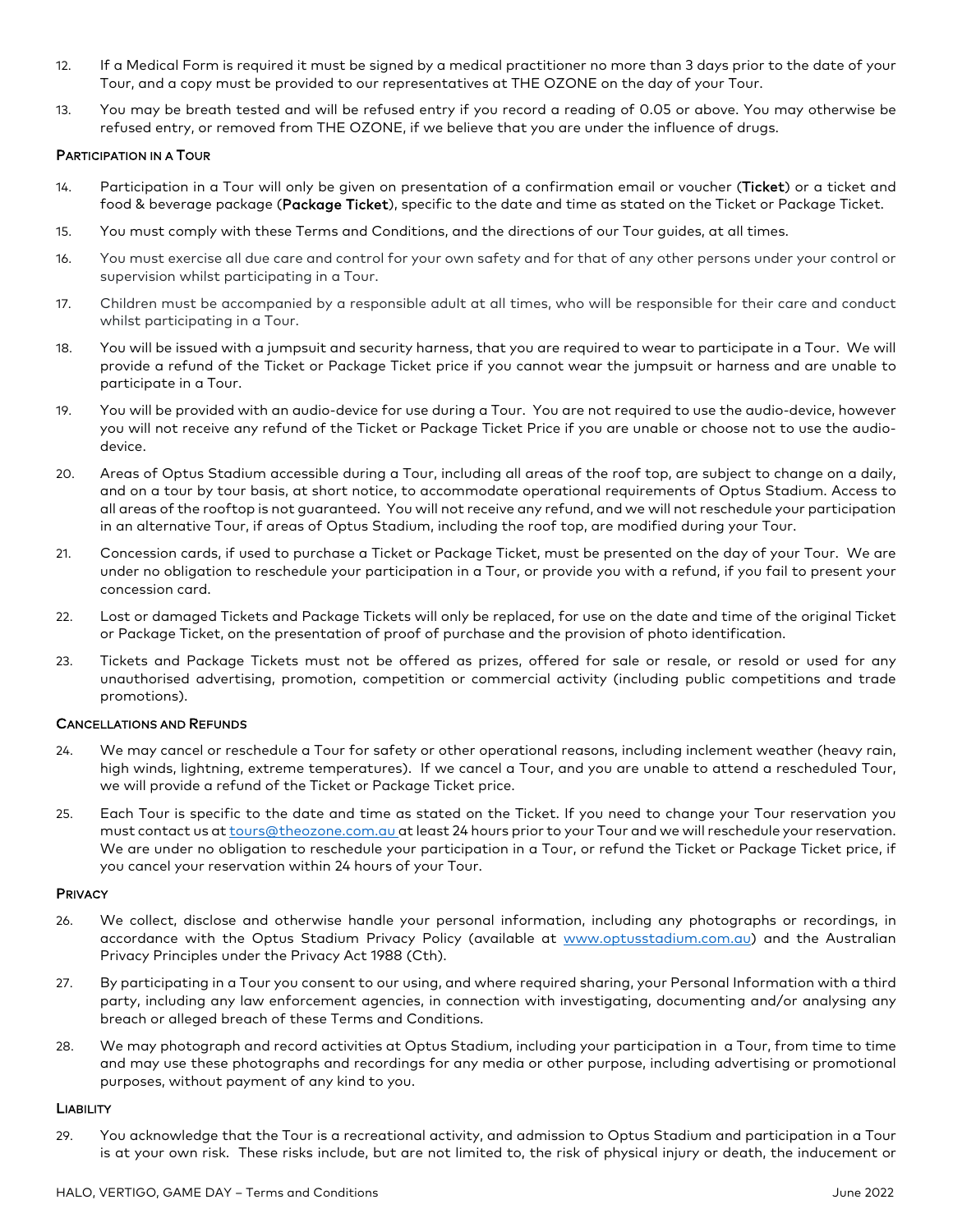12. If a Medical Form is required it must be signed by a medical practitioner no more than 3 days prior to the date of your Tour, and a copy must be provided to our representatives at THE OZONE on the day of your Tour.
13. You may be breath tested and will be refused entry if you record a reading of 0.05 or above. You may otherwise be refused entry, or removed from THE OZONE, if we believe that you are under the influence of drugs.

**PARTICIPATION IN A TOUR**

14. Participation in a Tour will only be given on presentation of a confirmation email or voucher (**Ticket**) or a ticket and food & beverage package (**Package Ticket**), specific to the date and time as stated on the Ticket or Package Ticket.
15. You must comply with these Terms and Conditions, and the directions of our Tour guides, at all times.
16. You must exercise all due care and control for your own safety and for that of any other persons under your control or supervision whilst participating in a Tour.
17. Children must be accompanied by a responsible adult at all times, who will be responsible for their care and conduct whilst participating in a Tour.
18. You will be issued with a jumpsuit and security harness, that you are required to wear to participate in a Tour. We will provide a refund of the Ticket or Package Ticket price if you cannot wear the jumpsuit or harness and are unable to participate in a Tour.
19. You will be provided with an audio-device for use during a Tour. You are not required to use the audio-device, however you will not receive any refund of the Ticket or Package Ticket Price if you are unable or choose not to use the audio-device.
20. Areas of Optus Stadium accessible during a Tour, including all areas of the roof top, are subject to change on a daily, and on a tour by tour basis, at short notice, to accommodate operational requirements of Optus Stadium. Access to all areas of the rooftop is not guaranteed. You will not receive any refund, and we will not reschedule your participation in an alternative Tour, if areas of Optus Stadium, including the roof top, are modified during your Tour.
21. Concession cards, if used to purchase a Ticket or Package Ticket, must be presented on the day of your Tour. We are under no obligation to reschedule your participation in a Tour, or provide you with a refund, if you fail to present your concession card.
22. Lost or damaged Tickets and Package Tickets will only be replaced, for use on the date and time of the original Ticket or Package Ticket, on the presentation of proof of purchase and the provision of photo identification.
23. Tickets and Package Tickets must not be offered as prizes, offered for sale or resale, or resold or used for any unauthorised advertising, promotion, competition or commercial activity (including public competitions and trade promotions).

**CANCELLATIONS AND REFUNDS**

24. We may cancel or reschedule a Tour for safety or other operational reasons, including inclement weather (heavy rain, high winds, lightning, extreme temperatures). If we cancel a Tour, and you are unable to attend a rescheduled Tour, we will provide a refund of the Ticket or Package Ticket price.
25. Each Tour is specific to the date and time as stated on the Ticket. If you need to change your Tour reservation you must contact us at [tours@theozone.com.au](mailto:tours@theozone.com.au) at least 24 hours prior to your Tour and we will reschedule your reservation. We are under no obligation to reschedule your participation in a Tour, or refund the Ticket or Package Ticket price, if you cancel your reservation within 24 hours of your Tour.

**PRIVACY**

26. We collect, disclose and otherwise handle your personal information, including any photographs or recordings, in accordance with the Optus Stadium Privacy Policy (available at [www.optusstadium.com.au](http://www.optusstadium.com.au)) and the Australian Privacy Principles under the Privacy Act 1988 (Cth).
27. By participating in a Tour you consent to our using, and where required sharing, your Personal Information with a third party, including any law enforcement agencies, in connection with investigating, documenting and/or analysing any breach or alleged breach of these Terms and Conditions.
28. We may photograph and record activities at Optus Stadium, including your participation in a Tour, from time to time and may use these photographs and recordings for any media or other purpose, including advertising or promotional purposes, without payment of any kind to you.

**LIABILITY**

29. You acknowledge that the Tour is a recreational activity, and admission to Optus Stadium and participation in a Tour is at your own risk. These risks include, but are not limited to, the risk of physical injury or death, the inducement or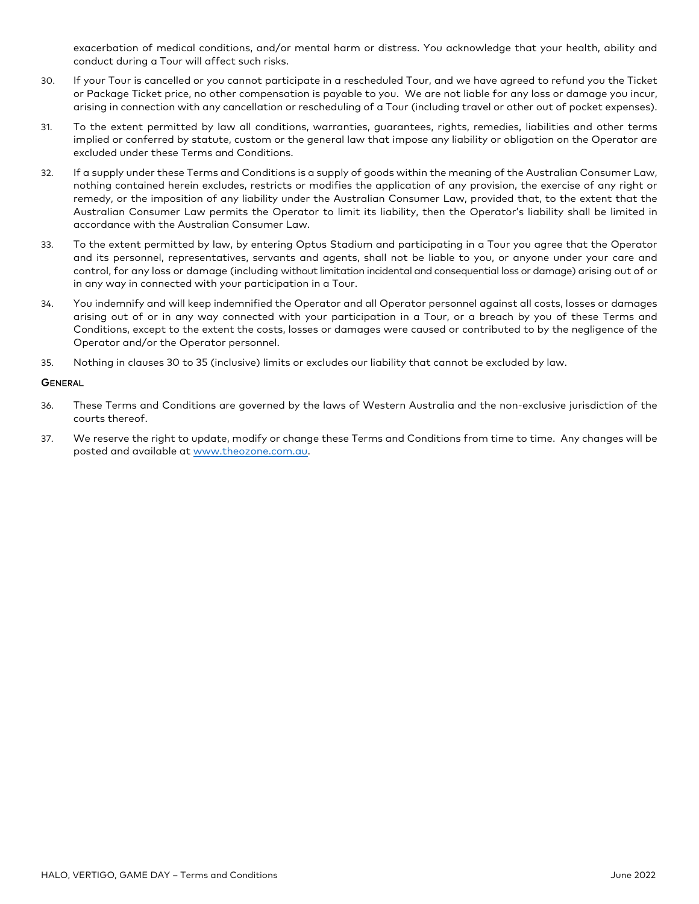exacerbation of medical conditions, and/or mental harm or distress. You acknowledge that your health, ability and conduct during a Tour will affect such risks.

30. If your Tour is cancelled or you cannot participate in a rescheduled Tour, and we have agreed to refund you the Ticket or Package Ticket price, no other compensation is payable to you. We are not liable for any loss or damage you incur, arising in connection with any cancellation or rescheduling of a Tour (including travel or other out of pocket expenses).

31. To the extent permitted by law all conditions, warranties, guarantees, rights, remedies, liabilities and other terms implied or conferred by statute, custom or the general law that impose any liability or obligation on the Operator are excluded under these Terms and Conditions.

32. If a supply under these Terms and Conditions is a supply of goods within the meaning of the Australian Consumer Law, nothing contained herein excludes, restricts or modifies the application of any provision, the exercise of any right or remedy, or the imposition of any liability under the Australian Consumer Law, provided that, to the extent that the Australian Consumer Law permits the Operator to limit its liability, then the Operator's liability shall be limited in accordance with the Australian Consumer Law.

33. To the extent permitted by law, by entering Optus Stadium and participating in a Tour you agree that the Operator and its personnel, representatives, servants and agents, shall not be liable to you, or anyone under your care and control, for any loss or damage (including without limitation incidental and consequential loss or damage) arising out of or in any way in connected with your participation in a Tour.

34. You indemnify and will keep indemnified the Operator and all Operator personnel against all costs, losses or damages arising out of or in any way connected with your participation in a Tour, or a breach by you of these Terms and Conditions, except to the extent the costs, losses or damages were caused or contributed to by the negligence of the Operator and/or the Operator personnel.

35. Nothing in clauses 30 to 35 (inclusive) limits or excludes our liability that cannot be excluded by law.

**GENERAL**

36. These Terms and Conditions are governed by the laws of Western Australia and the non-exclusive jurisdiction of the courts thereof.

37. We reserve the right to update, modify or change these Terms and Conditions from time to time. Any changes will be posted and available at www.theozone.com.au.